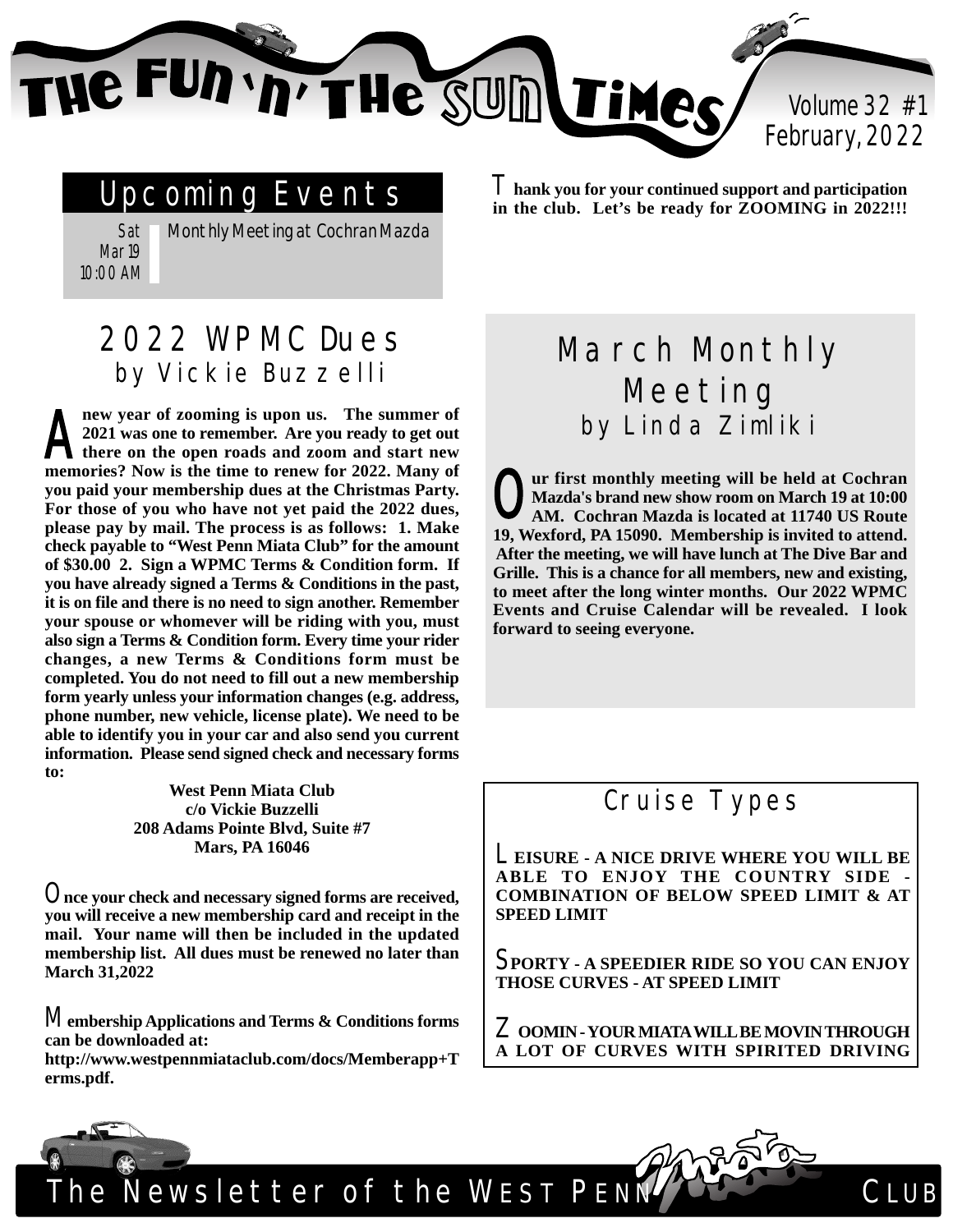# The Fun 'n' The Sun Times

Volume 32 #1
February, 2022

## Upcoming Events

| | |
|---|---|
| Sat Mar 19 10:00 AM | Monthly Meeting at Cochran Mazda |

**Thank you for your continued support and participation in the club. Let's be ready for ZOOMING in 2022!!!**

## 2022 WPMC Dues
### by Vickie Buzzelli

**A new year of zooming is upon us. The summer of 2021 was one to remember. Are you ready to get out there on the open roads and zoom and start new memories? Now is the time to renew for 2022. Many of you paid your membership dues at the Christmas Party. For those of you who have not yet paid the 2022 dues, please pay by mail. The process is as follows: 1. Make check payable to "West Penn Miata Club" for the amount of $30.00 2. Sign a WPMC Terms & Condition form. If you have already signed a Terms & Conditions in the past, it is on file and there is no need to sign another. Remember your spouse or whomever will be riding with you, must also sign a Terms & Condition form. Every time your rider changes, a new Terms & Conditions form must be completed. You do not need to fill out a new membership form yearly unless your information changes (e.g. address, phone number, new vehicle, license plate). We need to be able to identify you in your car and also send you current information. Please send signed check and necessary forms to:**

**West Penn Miata Club**
**c/o Vickie Buzzelli**
**208 Adams Pointe Blvd, Suite #7**
**Mars, PA 16046**

**Once your check and necessary signed forms are received, you will receive a new membership card and receipt in the mail. Your name will then be included in the updated membership list. All dues must be renewed no later than March 31,2022**

**Membership Applications and Terms & Conditions forms can be downloaded at:**
**http://www.westpennmiataclub.com/docs/Memberapp+Terms.pdf.**

## March Monthly Meeting
### by Linda Zimliki

**Our first monthly meeting will be held at Cochran Mazda's brand new show room on March 19 at 10:00 AM. Cochran Mazda is located at 11740 US Route 19, Wexford, PA 15090. Membership is invited to attend. After the meeting, we will have lunch at The Dive Bar and Grille. This is a chance for all members, new and existing, to meet after the long winter months. Our 2022 WPMC Events and Cruise Calendar will be revealed. I look forward to seeing everyone.**

## Cruise Types

**LEISURE - A NICE DRIVE WHERE YOU WILL BE ABLE TO ENJOY THE COUNTRY SIDE - COMBINATION OF BELOW SPEED LIMIT & AT SPEED LIMIT**

**SPORTY - A SPEEDIER RIDE SO YOU CAN ENJOY THOSE CURVES - AT SPEED LIMIT**

**ZOOMIN - YOUR MIATA WILL BE MOVIN THROUGH A LOT OF CURVES WITH SPIRITED DRIVING**

The Newsletter of the WEST PENN Miata CLUB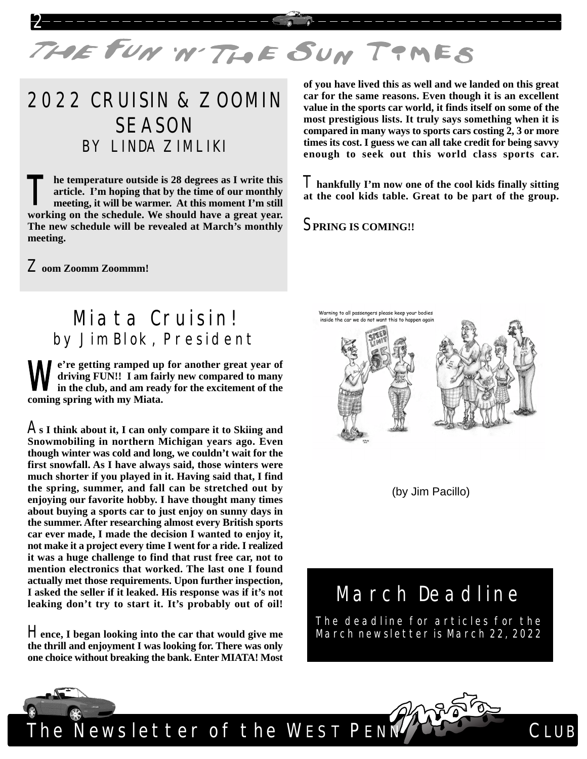# 2022 CRUISIN & ZOOMIN SEASON

## BY LINDA ZIMLIKI

**The temperature outside is 28 degrees as I write this article. I'm hoping that by the time of our monthly meeting, it will be warmer. At this moment I'm still working on the schedule. We should have a great year. The new schedule will be revealed at March's monthly meeting.**

**Zoom Zoomm Zoommm!**

# Miata Cruisin!

## by Jim Blok, President

**We're getting ramped up for another great year of driving FUN!! I am fairly new compared to many in the club, and am ready for the excitement of the coming spring with my Miata.**

**As I think about it, I can only compare it to Skiing and Snowmobiling in northern Michigan years ago. Even though winter was cold and long, we couldn't wait for the first snowfall. As I have always said, those winters were much shorter if you played in it. Having said that, I find the spring, summer, and fall can be stretched out by enjoying our favorite hobby. I have thought many times about buying a sports car to just enjoy on sunny days in the summer. After researching almost every British sports car ever made, I made the decision I wanted to enjoy it, not make it a project every time I went for a ride. I realized it was a huge challenge to find that rust free car, not to mention electronics that worked. The last one I found actually met those requirements. Upon further inspection, I asked the seller if it leaked. His response was if it's not leaking don't try to start it. It's probably out of oil!**

**Hence, I began looking into the car that would give me the thrill and enjoyment I was looking for. There was only one choice without breaking the bank. Enter MIATA! Most of you have lived this as well and we landed on this great car for the same reasons. Even though it is an excellent value in the sports car world, it finds itself on some of the most prestigious lists. It truly says something when it is compared in many ways to sports cars costing 2, 3 or more times its cost. I guess we can all take credit for being savvy enough to seek out this world class sports car.**

**Thankfully I'm now one of the cool kids finally sitting at the cool kids table. Great to be part of the group.**

**SPRING IS COMING!!**

(by Jim Pacillo)

# March Deadline

The deadline for articles for the March newsletter is March 22, 2022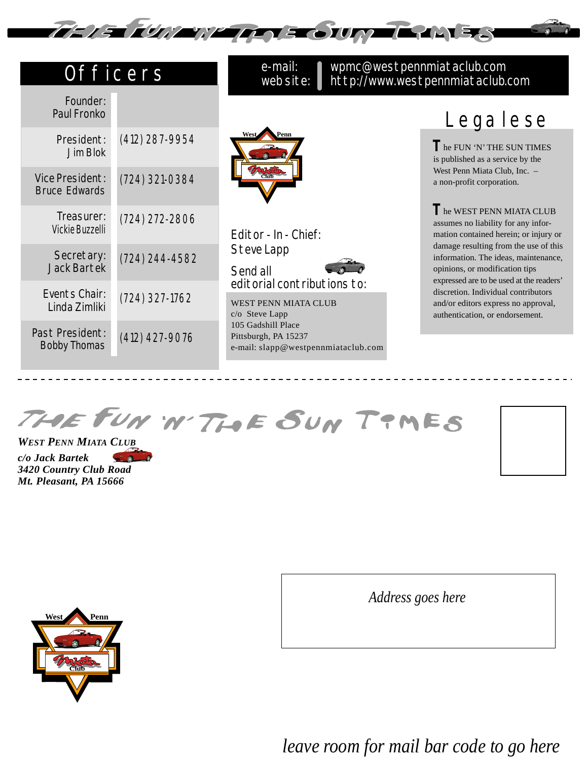# THE FUN 'N' THE SUN TIMES

## Officers

| | |
|---|---|
| Founder: Paul Fronko | |
| President: Jim Blok | (412) 287-9954 |
| Vice President: Bruce Edwards | (724) 321-0384 |
| Treasurer: Vickie Buzzelli | (724) 272-2806 |
| Secretary: Jack Bartek | (724) 244-4582 |
| Events Chair: Linda Zimliki | (724) 327-1762 |
| Past President: Bobby Thomas | (412) 427-9076 |

e-mail: wpmc@westpennmiataclub.com
web site: http://www.westpennmiataclub.com

West Penn Miata Club

Editor-In-Chief:
Steve Lapp

Send all editorial contributions to:

WEST PENN MIATA CLUB
c/o Steve Lapp
105 Gadshill Place
Pittsburgh, PA 15237
e-mail: slapp@westpennmiataclub.com

## Legalese

The FUN 'N' THE SUN TIMES is published as a service by the West Penn Miata Club, Inc. – a non-profit corporation.

The WEST PENN MIATA CLUB assumes no liability for any information contained herein; or injury or damage resulting from the use of this information. The ideas, maintenance, opinions, or modification tips expressed are to be used at the readers' discretion. Individual contributors and/or editors express no approval, authentication, or endorsement.

---

# THE FUN 'N' THE SUN TIMES

***West Penn Miata Club***
***c/o Jack Bartek***
***3420 Country Club Road***
***Mt. Pleasant, PA 15666***

West Penn Miata Club

*Address goes here*

*leave room for mail bar code to go here*